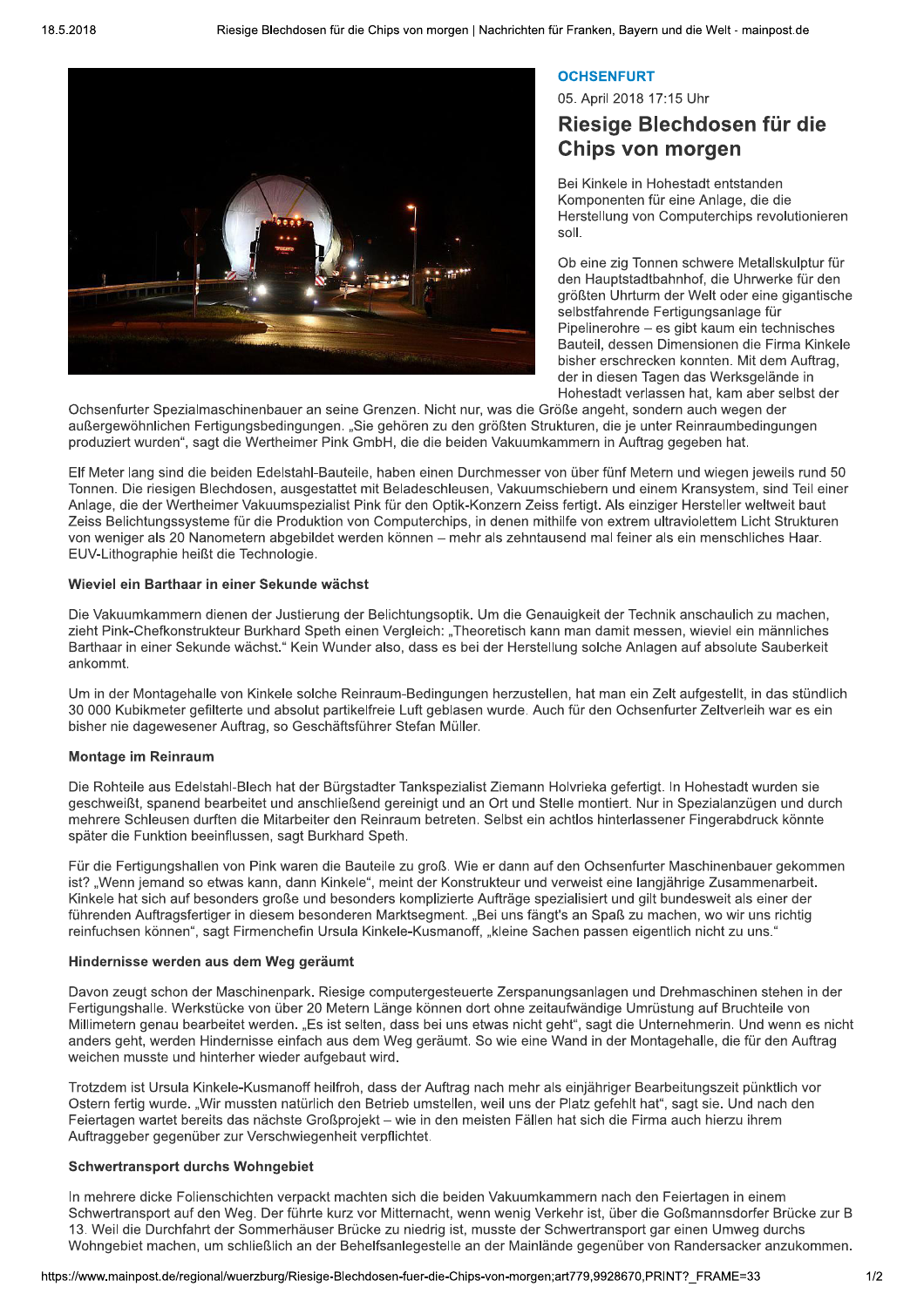**OCHSENFURT**

05. April 2018 17:15 Uhr

# Riesige Blechdosen für die Chips von morgen

Bei Kinkele in Hohestadt entstanden Komponenten für eine Anlage, die die Herstellung von Computerchips revolutionieren soll.

Ob eine zig Tonnen schwere Metallskulptur für den Hauptstadtbahnhof, die Uhrwerke für den größten Uhrturm der Welt oder eine gigantische selbstfahrende Fertigungsanlage für Pipelinerohre – es gibt kaum ein technisches Bauteil, dessen Dimensionen die Firma Kinkele bisher erschrecken konnten. Mit dem Auftrag, der in diesen Tagen das Werksgelände in Hohestadt verlassen hat, kam aber selbst der Ochsenfurter Spezialmaschinenbauer an seine Grenzen. Nicht nur, was die Größe angeht, sondern auch wegen der außergewöhnlichen Fertigungsbedingungen. „Sie gehören zu den größten Strukturen, die je unter Reinraumbedingungen produziert wurden", sagt die Wertheimer Pink GmbH, die die beiden Vakuumkammern in Auftrag gegeben hat.

Elf Meter lang sind die beiden Edelstahl-Bauteile, haben einen Durchmesser von über fünf Metern und wiegen jeweils rund 50 Tonnen. Die riesigen Blechdosen, ausgestattet mit Beladeschleusen, Vakuumschiebern und einem Kransystem, sind Teil einer Anlage, die der Wertheimer Vakuumspezialist Pink für den Optik-Konzern Zeiss fertigt. Als einziger Hersteller weltweit baut Zeiss Belichtungssysteme für die Produktion von Computerchips, in denen mithilfe von extrem ultraviolettem Licht Strukturen von weniger als 20 Nanometern abgebildet werden können – mehr als zehntausend mal feiner als ein menschliches Haar. EUV-Lithographie heißt die Technologie.

### Wieviel ein Barthaar in einer Sekunde wächst

Die Vakuumkammern dienen der Justierung der Belichtungsoptik. Um die Genauigkeit der Technik anschaulich zu machen, zieht Pink-Chefkonstrukteur Burkhard Speth einen Vergleich: „Theoretisch kann man damit messen, wieviel ein männliches Barthaar in einer Sekunde wächst." Kein Wunder also, dass es bei der Herstellung solche Anlagen auf absolute Sauberkeit ankommt.

Um in der Montagehalle von Kinkele solche Reinraum-Bedingungen herzustellen, hat man ein Zelt aufgestellt, in das stündlich 30 000 Kubikmeter gefilterte und absolut partikelfreie Luft geblasen wurde. Auch für den Ochsenfurter Zeltverleih war es ein bisher nie dagewesener Auftrag, so Geschäftsführer Stefan Müller.

### Montage im Reinraum

Die Rohteile aus Edelstahl-Blech hat der Bürgstadter Tankspezialist Ziemann Holvrieka gefertigt. In Hohestadt wurden sie geschweißt, spanend bearbeitet und anschließend gereinigt und an Ort und Stelle montiert. Nur in Spezialanzügen und durch mehrere Schleusen durften die Mitarbeiter den Reinraum betreten. Selbst ein achtlos hinterlassener Fingerabdruck könnte später die Funktion beeinflussen, sagt Burkhard Speth.

Für die Fertigungshallen von Pink waren die Bauteile zu groß. Wie er dann auf den Ochsenfurter Maschinenbauer gekommen ist? „Wenn jemand so etwas kann, dann Kinkele", meint der Konstrukteur und verweist eine langjährige Zusammenarbeit. Kinkele hat sich auf besonders große und besonders komplizierte Aufträge spezialisiert und gilt bundesweit als einer der führenden Auftragsfertiger in diesem besonderen Marktsegment. „Bei uns fängt's an Spaß zu machen, wo wir uns richtig reinfuchsen können", sagt Firmenchefin Ursula Kinkele-Kusmanoff, „kleine Sachen passen eigentlich nicht zu uns."

### Hindernisse werden aus dem Weg geräumt

Davon zeugt schon der Maschinenpark. Riesige computergesteuerte Zerspanungsanlagen und Drehmaschinen stehen in der Fertigungshalle. Werkstücke von über 20 Metern Länge können dort ohne zeitaufwändige Umrüstung auf Bruchteile von Millimetern genau bearbeitet werden. „Es ist selten, dass bei uns etwas nicht geht", sagt die Unternehmerin. Und wenn es nicht anders geht, werden Hindernisse einfach aus dem Weg geräumt. So wie eine Wand in der Montagehalle, die für den Auftrag weichen musste und hinterher wieder aufgebaut wird.

Trotzdem ist Ursula Kinkele-Kusmanoff heilfroh, dass der Auftrag nach mehr als einjähriger Bearbeitungszeit pünktlich vor Ostern fertig wurde. „Wir mussten natürlich den Betrieb umstellen, weil uns der Platz gefehlt hat", sagt sie. Und nach den Feiertagen wartet bereits das nächste Großprojekt – wie in den meisten Fällen hat sich die Firma auch hierzu ihrem Auftraggeber gegenüber zur Verschwiegenheit verpflichtet.

### Schwertransport durchs Wohngebiet

In mehrere dicke Folienschichten verpackt machten sich die beiden Vakuumkammern nach den Feiertagen in einem Schwertransport auf den Weg. Der führte kurz vor Mitternacht, wenn wenig Verkehr ist, über die Goßmannsdorfer Brücke zur B 13. Weil die Durchfahrt der Sommerhäuser Brücke zu niedrig ist, musste der Schwertransport gar einen Umweg durchs Wohngebiet machen, um schließlich an der Behelfsanlegestelle an der Mainlände gegenüber von Randersacker anzukommen.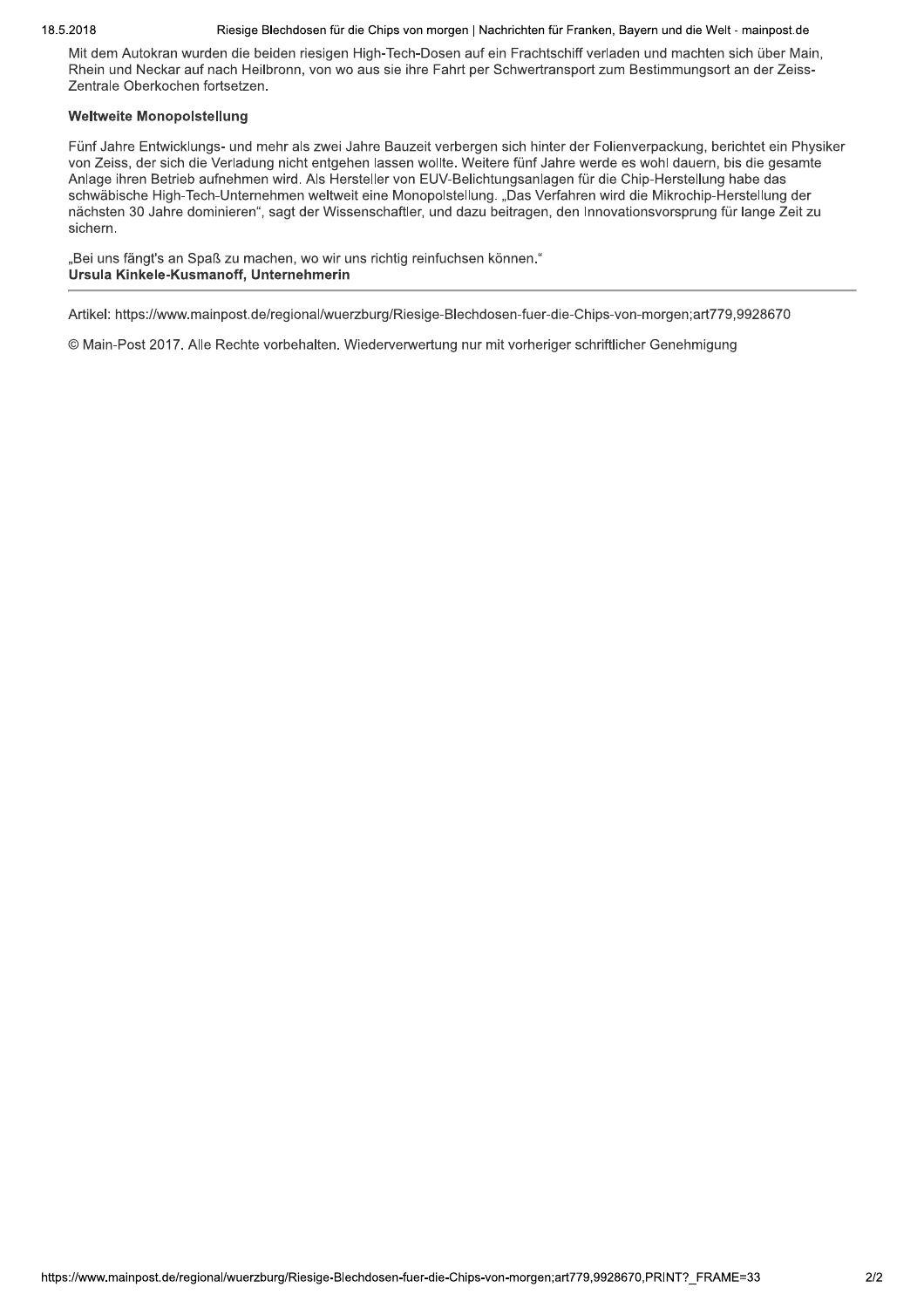Mit dem Autokran wurden die beiden riesigen High-Tech-Dosen auf ein Frachtschiff verladen und machten sich über Main, Rhein und Neckar auf nach Heilbronn, von wo aus sie ihre Fahrt per Schwertransport zum Bestimmungsort an der Zeiss-Zentrale Oberkochen fortsetzen.

**Weltweite Monopolstellung**

Fünf Jahre Entwicklungs- und mehr als zwei Jahre Bauzeit verbergen sich hinter der Folienverpackung, berichtet ein Physiker von Zeiss, der sich die Verladung nicht entgehen lassen wollte. Weitere fünf Jahre werde es wohl dauern, bis die gesamte Anlage ihren Betrieb aufnehmen wird. Als Hersteller von EUV-Belichtungsanlagen für die Chip-Herstellung habe das schwäbische High-Tech-Unternehmen weltweit eine Monopolstellung. „Das Verfahren wird die Mikrochip-Herstellung der nächsten 30 Jahre dominieren“, sagt der Wissenschaftler, und dazu beitragen, den Innovationsvorsprung für lange Zeit zu sichern.

„Bei uns fängt's an Spaß zu machen, wo wir uns richtig reinfuchsen können.“
**Ursula Kinkele-Kusmanoff, Unternehmerin**

---

Artikel: https://www.mainpost.de/regional/wuerzburg/Riesige-Blechdosen-fuer-die-Chips-von-morgen;art779,9928670

© Main-Post 2017. Alle Rechte vorbehalten. Wiederverwertung nur mit vorheriger schriftlicher Genehmigung